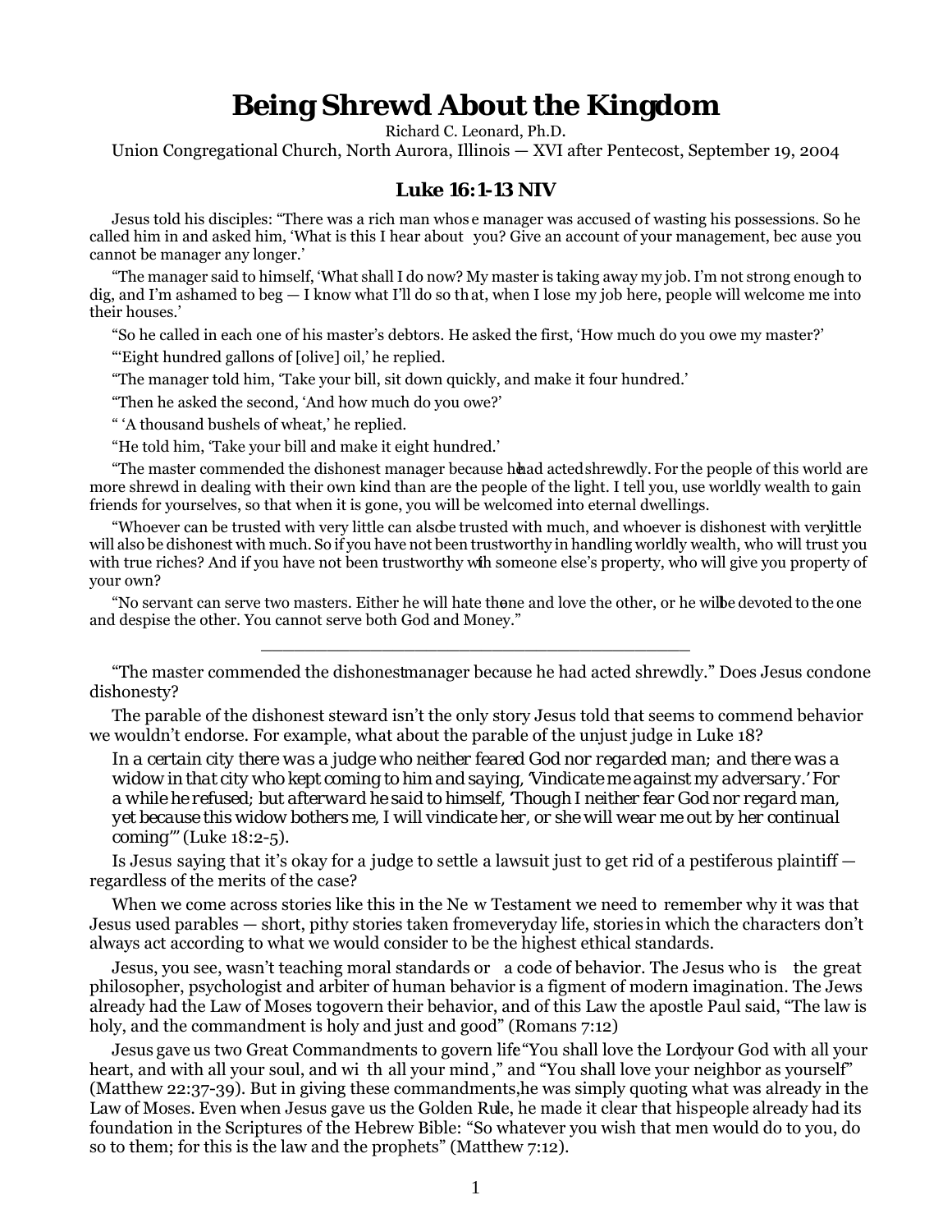# Being Shrewd About the Kingdom

Richard C. Leonard, Ph.D.

Union Congregational Church, North Aurora, Illinois — XVI after Pentecost, September 19, 2004

## Luke 16:1-13 NIV

Jesus told his disciples: "There was a rich man whose manager was accused of wasting his possessions. So he called him in and asked him, 'What is this I hear about you? Give an account of your management, because you cannot be manager any longer.'

"The manager said to himself, 'What shall I do now? My master is taking away my job. I'm not strong enough to dig, and I'm ashamed to beg — I know what I'll do so that, when I lose my job here, people will welcome me into their houses.'

"So he called in each one of his master's debtors. He asked the first, 'How much do you owe my master?'

"'Eight hundred gallons of [olive] oil,' he replied.

"The manager told him, 'Take your bill, sit down quickly, and make it four hundred.'

"Then he asked the second, 'And how much do you owe?'

" 'A thousand bushels of wheat,' he replied.

"He told him, 'Take your bill and make it eight hundred.'

"The master commended the dishonest manager because he had acted shrewdly. For the people of this world are more shrewd in dealing with their own kind than are the people of the light. I tell you, use worldly wealth to gain friends for yourselves, so that when it is gone, you will be welcomed into eternal dwellings.

"Whoever can be trusted with very little can also be trusted with much, and whoever is dishonest with very little will also be dishonest with much. So if you have not been trustworthy in handling worldly wealth, who will trust you with true riches? And if you have not been trustworthy with someone else's property, who will give you property of your own?

"No servant can serve two masters. Either he will hate the one and love the other, or he will be devoted to the one and despise the other. You cannot serve both God and Money."

---

"The master commended the dishonest manager because he had acted shrewdly." Does Jesus condone dishonesty?

The parable of the dishonest steward isn't the only story Jesus told that seems to commend behavior we wouldn't endorse. For example, what about the parable of the unjust judge in Luke 18?

> *In a certain city there was a judge who neither feared God nor regarded man; and there was a widow in that city who kept coming to him and saying, 'Vindicate me against my adversary.' For a while he refused; but afterward he said to himself, 'Though I neither fear God nor regard man, yet because this widow bothers me, I will vindicate her, or she will wear me out by her continual coming'"* (Luke 18:2-5).

Is Jesus saying that it's okay for a judge to settle a lawsuit just to get rid of a pestiferous plaintiff — regardless of the merits of the case?

When we come across stories like this in the New Testament we need to remember why it was that Jesus used parables — short, pithy stories taken from everyday life, stories in which the characters don't always act according to what we would consider to be the highest ethical standards.

Jesus, you see, wasn't teaching moral standards or a code of behavior. The Jesus who is the great philosopher, psychologist and arbiter of human behavior is a figment of modern imagination. The Jews already had the Law of Moses to govern their behavior, and of this Law the apostle Paul said, "The law is holy, and the commandment is holy and just and good" (Romans 7:12)

Jesus gave us two Great Commandments to govern life "You shall love the Lord your God with all your heart, and with all your soul, and with all your mind," and "You shall love your neighbor as yourself" (Matthew 22:37-39). But in giving these commandments, he was simply quoting what was already in the Law of Moses. Even when Jesus gave us the Golden Rule, he made it clear that his people already had its foundation in the Scriptures of the Hebrew Bible: "So whatever you wish that men would do to you, do so to them; for this is the law and the prophets" (Matthew 7:12).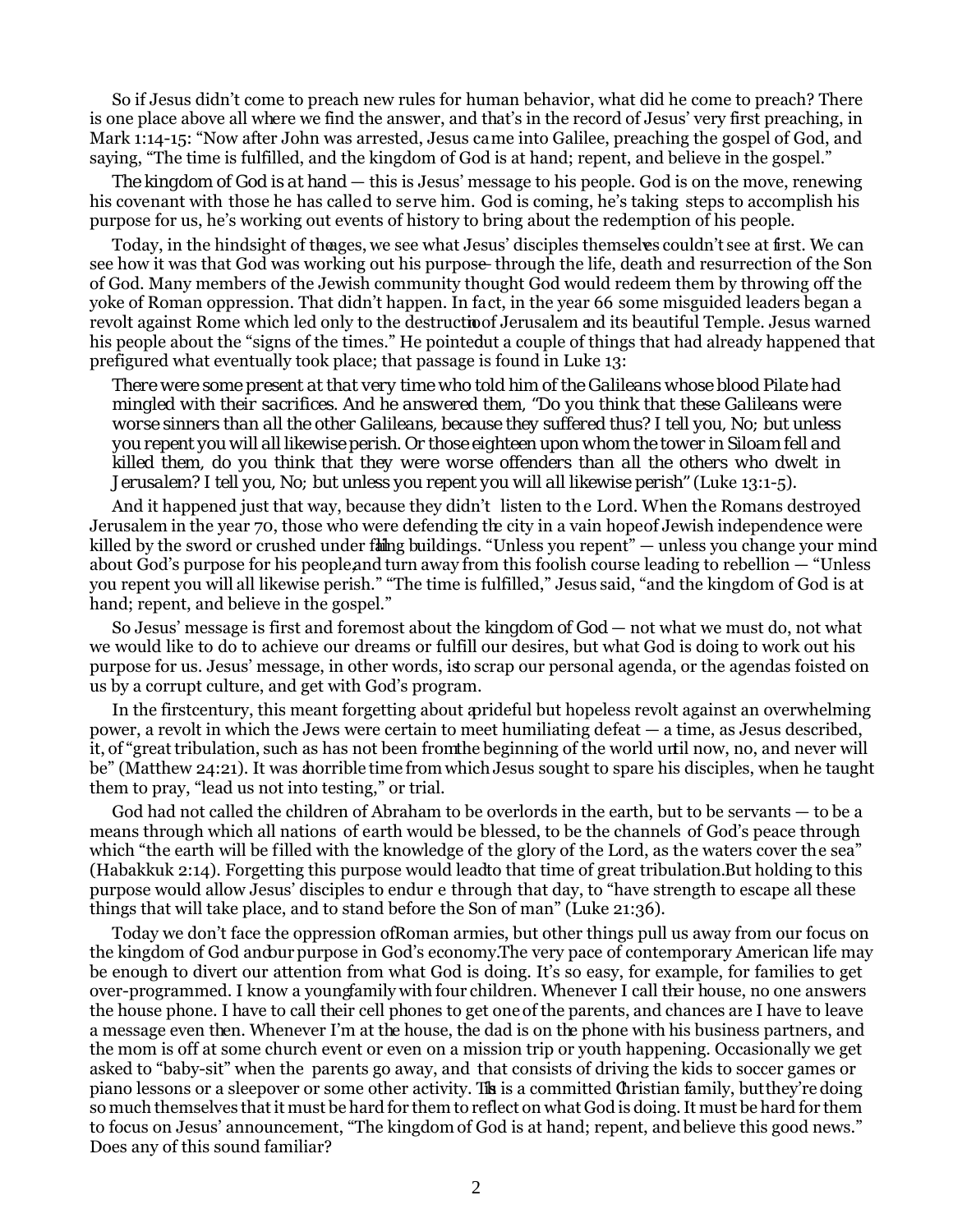So if Jesus didn't come to preach new rules for human behavior, what did he come to preach? There is one place above all where we find the answer, and that's in the record of Jesus' very first preaching, in Mark 1:14-15: "Now after John was arrested, Jesus came into Galilee, preaching the gospel of God, and saying, "The time is fulfilled, and the kingdom of God is at hand; repent, and believe in the gospel."

The kingdom of God is at hand — this is Jesus' message to his people. God is on the move, renewing his covenant with those he has called to serve him. God is coming, he's taking steps to accomplish his purpose for us, he's working out events of history to bring about the redemption of his people.

Today, in the hindsight of the ages, we see what Jesus' disciples themselves couldn't see at first. We can see how it was that God was working out his purpose – through the life, death and resurrection of the Son of God. Many members of the Jewish community thought God would redeem them by throwing off the yoke of Roman oppression. That didn't happen. In fact, in the year 66 some misguided leaders began a revolt against Rome which led only to the destruction of Jerusalem and its beautiful Temple. Jesus warned his people about the "signs of the times." He pointed out a couple of things that had already happened that prefigured what eventually took place; that passage is found in Luke 13:

> *There were some present at that very time who told him of the Galileans whose blood Pilate had mingled with their sacrifices. And he answered them, "Do you think that these Galileans were worse sinners than all the other Galileans, because they suffered thus? I tell you, No; but unless you repent you will all likewise perish. Or those eighteen upon whom the tower in Siloam fell and killed them, do you think that they were worse offenders than all the others who dwelt in Jerusalem? I tell you, No; but unless you repent you will all likewise perish"* (Luke 13:1-5).

And it happened just that way, because they didn't listen to the Lord. When the Romans destroyed Jerusalem in the year 70, those who were defending the city in a vain hope of Jewish independence were killed by the sword or crushed under falling buildings. "Unless you repent" — unless you change your mind about God's purpose for his people, and turn away from this foolish course leading to rebellion — "Unless you repent you will all likewise perish." "The time is fulfilled," Jesus said, "and the kingdom of God is at hand; repent, and believe in the gospel."

So Jesus' message is first and foremost about the kingdom of God — not what we must do, not what we would like to do to achieve our dreams or fulfill our desires, but what God is doing to work out his purpose for us. Jesus' message, in other words, is to scrap our personal agenda, or the agendas foisted on us by a corrupt culture, and get with God's program.

In the first century, this meant forgetting about a prideful but hopeless revolt against an overwhelming power, a revolt in which the Jews were certain to meet humiliating defeat — a time, as Jesus described, it, of "great tribulation, such as has not been from the beginning of the world until now, no, and never will be" (Matthew 24:21). It was a horrible time from which Jesus sought to spare his disciples, when he taught them to pray, "lead us not into testing," or trial.

God had not called the children of Abraham to be overlords in the earth, but to be servants — to be a means through which all nations of earth would be blessed, to be the channels of God's peace through which "the earth will be filled with the knowledge of the glory of the Lord, as the waters cover the sea" (Habakkuk 2:14). Forgetting this purpose would lead to that time of great tribulation. But holding to this purpose would allow Jesus' disciples to endure through that day, to "have strength to escape all these things that will take place, and to stand before the Son of man" (Luke 21:36).

Today we don't face the oppression of Roman armies, but other things pull us away from our focus on the kingdom of God and our purpose in God's economy. The very pace of contemporary American life may be enough to divert our attention from what God is doing. It's so easy, for example, for families to get over-programmed. I know a young family with four children. Whenever I call their house, no one answers the house phone. I have to call their cell phones to get one of the parents, and chances are I have to leave a message even then. Whenever I'm at the house, the dad is on the phone with his business partners, and the mom is off at some church event or even on a mission trip or youth happening. Occasionally we get asked to "baby-sit" when the parents go away, and that consists of driving the kids to soccer games or piano lessons or a sleepover or some other activity. This is a committed Christian family, but they're doing so much themselves that it must be hard for them to reflect on what God is doing. It must be hard for them to focus on Jesus' announcement, "The kingdom of God is at hand; repent, and believe this good news." Does any of this sound familiar?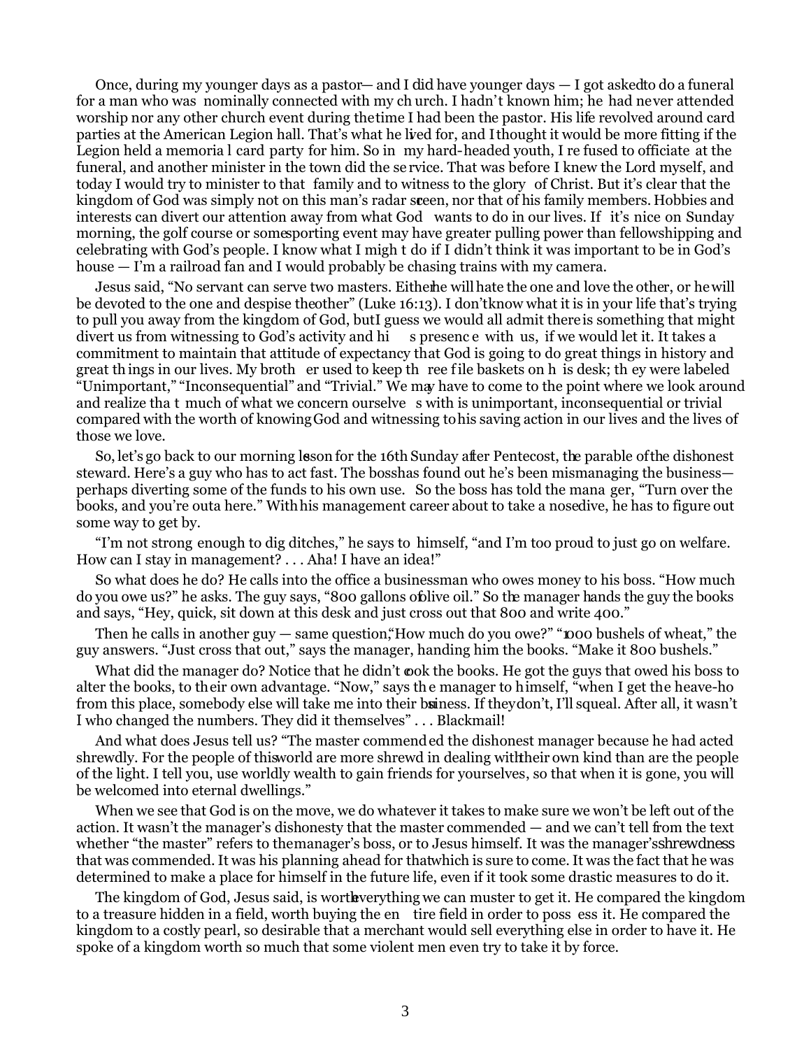Once, during my younger days as a pastor — and I did have younger days — I got asked to do a funeral for a man who was nominally connected with my church. I hadn't known him; he had never attended worship nor any other church event during the time I had been the pastor. His life revolved around card parties at the American Legion hall. That's what he lived for, and I thought it would be more fitting if the Legion held a memorial card party for him. So in my hard-headed youth, I refused to officiate at the funeral, and another minister in the town did the service. That was before I knew the Lord myself, and today I would try to minister to that family and to witness to the glory of Christ. But it's clear that the kingdom of God was simply not on this man's radar screen, nor that of his family members. Hobbies and interests can divert our attention away from what God wants to do in our lives. If it's nice on Sunday morning, the golf course or some sporting event may have greater pulling power than fellowshipping and celebrating with God's people. I know what I might do if I didn't think it was important to be in God's house — I'm a railroad fan and I would probably be chasing trains with my camera.

Jesus said, "No servant can serve two masters. Either he will hate the one and love the other, or he will be devoted to the one and despise the other" (Luke 16:13). I don't know what it is in your life that's trying to pull you away from the kingdom of God, but I guess we would all admit there is something that might divert us from witnessing to God's activity and his presence with us, if we would let it. It takes a commitment to maintain that attitude of expectancy that God is going to do great things in history and great things in our lives. My brother used to keep three file baskets on his desk; they were labeled "Unimportant," "Inconsequential" and "Trivial." We may have to come to the point where we look around and realize that much of what we concern ourselves with is unimportant, inconsequential or trivial compared with the worth of knowing God and witnessing to his saving action in our lives and the lives of those we love.

So, let's go back to our morning lesson for the 16th Sunday after Pentecost, the parable of the dishonest steward. Here's a guy who has to act fast. The boss has found out he's been mismanaging the business — perhaps diverting some of the funds to his own use. So the boss has told the manager, "Turn over the books, and you're outa here." With his management career about to take a nosedive, he has to figure out some way to get by.

"I'm not strong enough to dig ditches," he says to himself, "and I'm too proud to just go on welfare. How can I stay in management? . . . Aha! I have an idea!"

So what does he do? He calls into the office a businessman who owes money to his boss. "How much do you owe us?" he asks. The guy says, "800 gallons of olive oil." So the manager hands the guy the books and says, "Hey, quick, sit down at this desk and just cross out that 800 and write 400."

Then he calls in another guy — same question, "How much do you owe?" "1000 bushels of wheat," the guy answers. "Just cross that out," says the manager, handing him the books. "Make it 800 bushels."

What did the manager do? Notice that he didn't cook the books. He got the guys that owed his boss to alter the books, to their own advantage. "Now," says the manager to himself, "when I get the heave-ho from this place, somebody else will take me into their business. If they don't, I'll squeal. After all, it wasn't I who changed the numbers. They did it themselves" . . . Blackmail!

And what does Jesus tell us? "The master commended the dishonest manager because he had acted shrewdly. For the people of this world are more shrewd in dealing with their own kind than are the people of the light. I tell you, use worldly wealth to gain friends for yourselves, so that when it is gone, you will be welcomed into eternal dwellings."

When we see that God is on the move, we do whatever it takes to make sure we won't be left out of the action. It wasn't the manager's dishonesty that the master commended — and we can't tell from the text whether "the master" refers to the manager's boss, or to Jesus himself. It was the manager's *shrewdness* that was commended. It was his planning ahead for that which is sure to come. It was the fact that he was determined to make a place for himself in the future life, even if it took some drastic measures to do it.

The kingdom of God, Jesus said, is worth everything we can muster to get it. He compared the kingdom to a treasure hidden in a field, worth buying the entire field in order to possess it. He compared the kingdom to a costly pearl, so desirable that a merchant would sell everything else in order to have it. He spoke of a kingdom worth so much that some violent men even try to take it by force.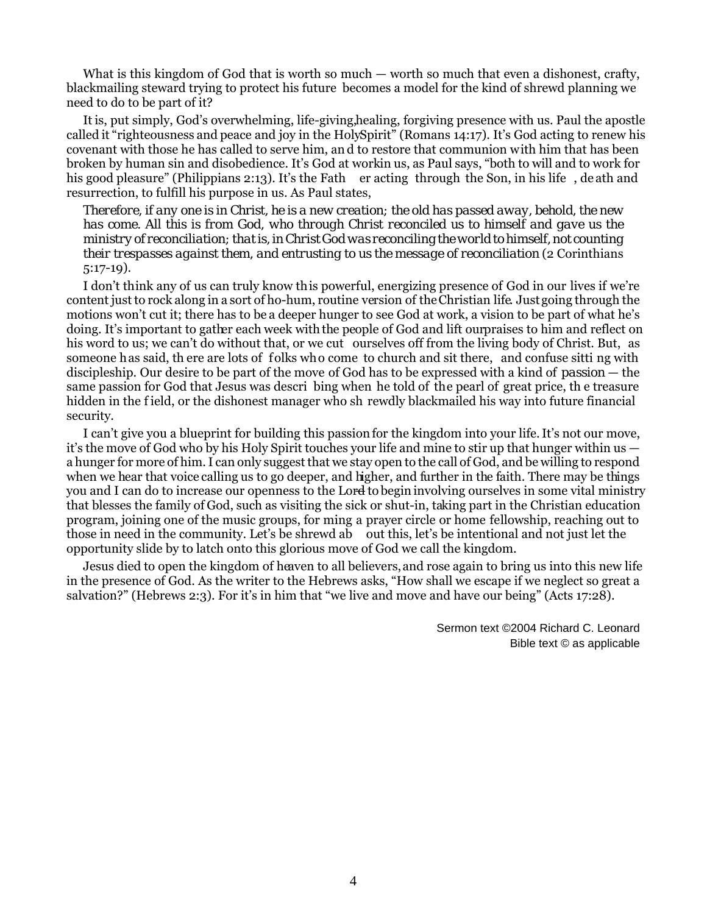What is this kingdom of God that is worth so much — worth so much that even a dishonest, crafty, blackmailing steward trying to protect his future becomes a model for the kind of shrewd planning we need to do to be part of it?

It is, put simply, God's overwhelming, life-giving, healing, forgiving presence with us. Paul the apostle called it "righteousness and peace and joy in the Holy Spirit" (Romans 14:17). It's God acting to renew his covenant with those he has called to serve him, and to restore that communion with him that has been broken by human sin and disobedience. It's God at work in us, as Paul says, "both to will and to work for his good pleasure" (Philippians 2:13). It's the Father acting through the Son, in his life, death and resurrection, to fulfill his purpose in us. As Paul states,

> *Therefore, if any one is in Christ, he is a new creation; the old has passed away, behold, the new has come. All this is from God, who through Christ reconciled us to himself and gave us the ministry of reconciliation; that is, in Christ God was reconciling the world to himself, not counting their trespasses against them, and entrusting to us the message of reconciliation* (2 Corinthians 5:17-19).

I don't think any of us can truly know this powerful, energizing presence of God in our lives if we're content just to rock along in a sort of ho-hum, routine version of the Christian life. Just going through the motions won't cut it; there has to be a deeper hunger to see God at work, a vision to be part of what he's doing. It's important to gather each week with the people of God and lift our praises to him and reflect on his word to us; we can't do without that, or we cut ourselves off from the living body of Christ. But, as someone has said, there are lots of folks who come to church and sit there, and confuse sitting with discipleship. Our desire to be part of the move of God has to be expressed with a kind of passion — the same passion for God that Jesus was describing when he told of the pearl of great price, the treasure hidden in the field, or the dishonest manager who shrewdly blackmailed his way into future financial security.

I can't give you a blueprint for building this passion for the kingdom into your life. It's not our move, it's the move of God who by his Holy Spirit touches your life and mine to stir up that hunger within us — a hunger for more of him. I can only suggest that we stay open to the call of God, and be willing to respond when we hear that voice calling us to go deeper, and higher, and further in the faith. There may be things you and I can do to increase our openness to the Lord — to begin involving ourselves in some vital ministry that blesses the family of God, such as visiting the sick or shut-in, taking part in the Christian education program, joining one of the music groups, forming a prayer circle or home fellowship, reaching out to those in need in the community. Let's be shrewd about this, let's be intentional and not just let the opportunity slide by to latch onto this glorious move of God we call the kingdom.

Jesus died to open the kingdom of heaven to all believers, and rose again to bring us into this new life in the presence of God. As the writer to the Hebrews asks, "How shall we escape if we neglect so great a salvation?" (Hebrews 2:3). For it's in him that "we live and move and have our being" (Acts 17:28).

Sermon text ©2004 Richard C. Leonard
Bible text © as applicable